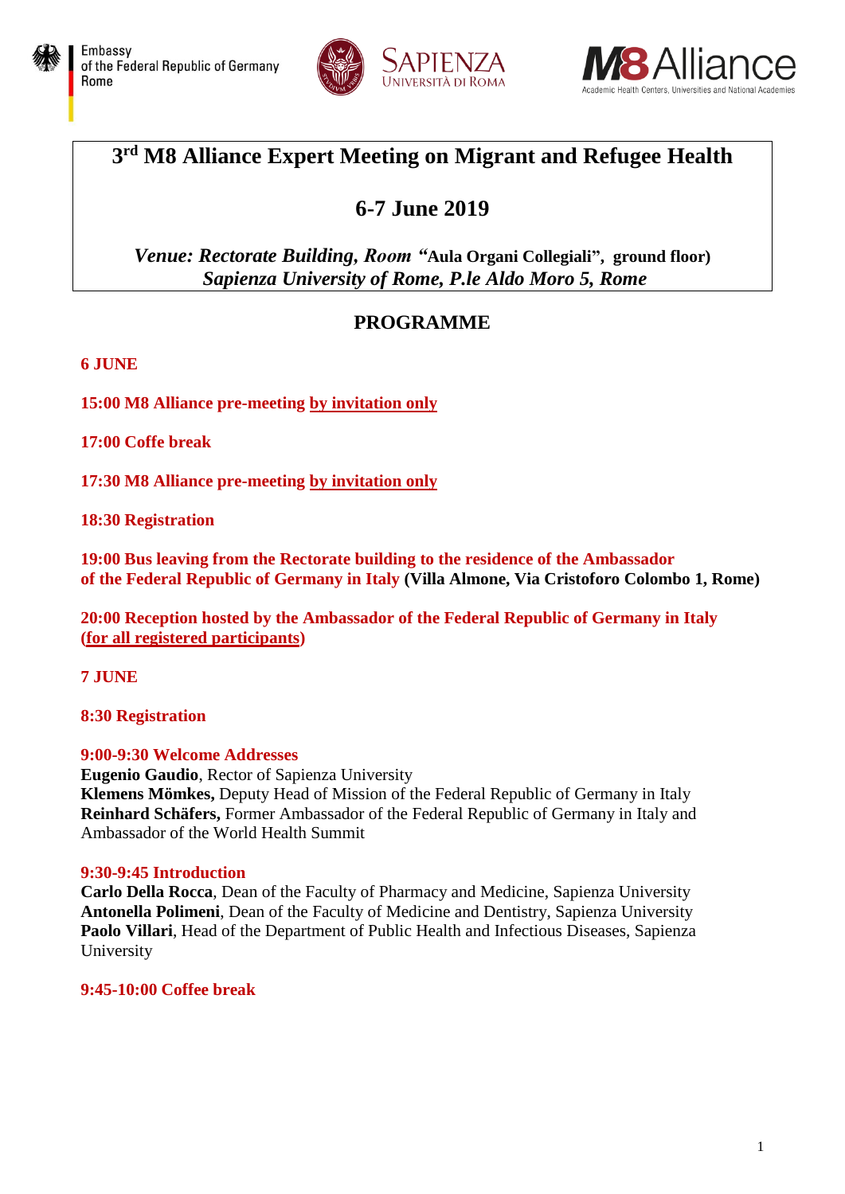Embassy of the Federal Republic of Germany Rome

SAPIENZA UNIVERSITÀ DI ROMA

M8 Alliance
Academic Health Centers, Universities and National Academies

# 3rd M8 Alliance Expert Meeting on Migrant and Refugee Health

## 6-7 June 2019

***Venue: Rectorate Building, Room* “Aula Organi Collegiali”, ground floor)**
***Sapienza University of Rome, P.le Aldo Moro 5, Rome***

## PROGRAMME

**6 JUNE**

**15:00 M8 Alliance pre-meeting <u>by invitation only</u>**

**17:00 Coffe break**

**17:30 M8 Alliance pre-meeting <u>by invitation only</u>**

**18:30 Registration**

**19:00 Bus leaving from the Rectorate building to the residence of the Ambassador of the Federal Republic of Germany in Italy (Villa Almone, Via Cristoforo Colombo 1, Rome)**

**20:00 Reception hosted by the Ambassador of the Federal Republic of Germany in Italy (<u>for all registered participants</u>)**

**7 JUNE**

**8:30 Registration**

**9:00-9:30 Welcome Addresses**
**Eugenio Gaudio**, Rector of Sapienza University
**Klemens Mömkes,** Deputy Head of Mission of the Federal Republic of Germany in Italy
**Reinhard Schäfers,** Former Ambassador of the Federal Republic of Germany in Italy and Ambassador of the World Health Summit

**9:30-9:45 Introduction**
**Carlo Della Rocca**, Dean of the Faculty of Pharmacy and Medicine, Sapienza University
**Antonella Polimeni**, Dean of the Faculty of Medicine and Dentistry, Sapienza University
**Paolo Villari**, Head of the Department of Public Health and Infectious Diseases, Sapienza University

**9:45-10:00 Coffee break**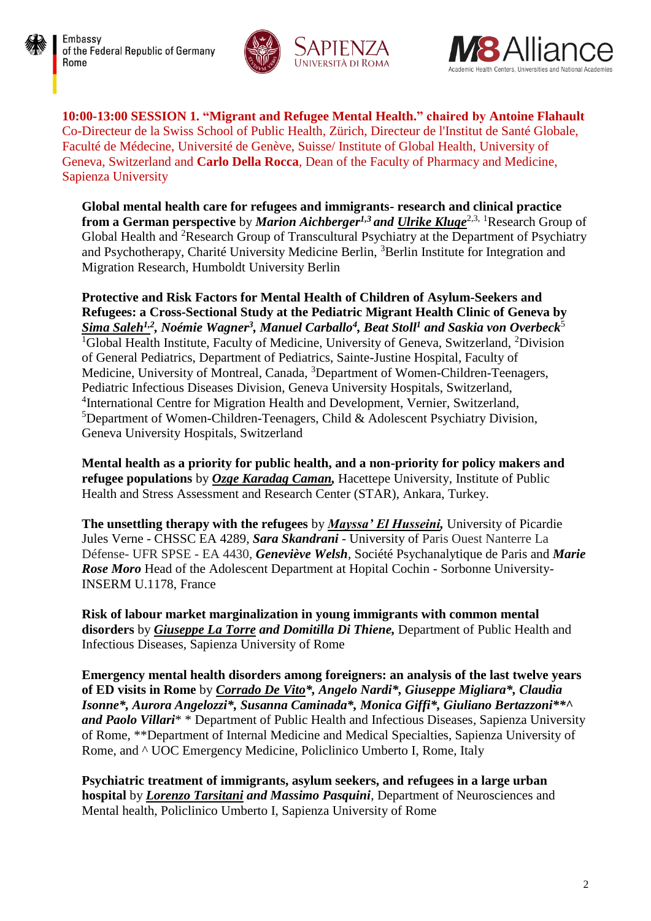**10:00-13:00 SESSION 1. "Migrant and Refugee Mental Health." chaired by Antoine Flahault** Co-Directeur de la Swiss School of Public Health, Zürich, Directeur de l'Institut de Santé Globale, Faculté de Médecine, Université de Genève, Suisse/ Institute of Global Health, University of Geneva, Switzerland and **Carlo Della Rocca**, Dean of the Faculty of Pharmacy and Medicine, Sapienza University

**Global mental health care for refugees and immigrants- research and clinical practice from a German perspective** by ***Marion Aichberger**[1,3]* ***and Ulrike Kluge***[2,3], [1]Research Group of Global Health and [2]Research Group of Transcultural Psychiatry at the Department of Psychiatry and Psychotherapy, Charité University Medicine Berlin, [3]Berlin Institute for Integration and Migration Research, Humboldt University Berlin

**Protective and Risk Factors for Mental Health of Children of Asylum-Seekers and Refugees: a Cross-Sectional Study at the Pediatric Migrant Health Clinic of Geneva by** ***Sima Saleh**[1,2]*, ***Noémie Wagner**[3]*, ***Manuel Carballo**[4]*, ***Beat Stoll**[1]* ***and Saskia von Overbeck***[5] [1]Global Health Institute, Faculty of Medicine, University of Geneva, Switzerland, [2]Division of General Pediatrics, Department of Pediatrics, Sainte-Justine Hospital, Faculty of Medicine, University of Montreal, Canada, [3]Department of Women-Children-Teenagers, Pediatric Infectious Diseases Division, Geneva University Hospitals, Switzerland, [4]International Centre for Migration Health and Development, Vernier, Switzerland, [5]Department of Women-Children-Teenagers, Child & Adolescent Psychiatry Division, Geneva University Hospitals, Switzerland

**Mental health as a priority for public health, and a non-priority for policy makers and refugee populations** by ***Ozge Karadag Caman,*** Hacettepe University, Institute of Public Health and Stress Assessment and Research Center (STAR), Ankara, Turkey.

**The unsettling therapy with the refugees** by ***Mayssa' El Husseini,*** University of Picardie Jules Verne - CHSSC EA 4289, ***Sara Skandrani*** - University of Paris Ouest Nanterre La Défense- UFR SPSE - EA 4430, ***Geneviève Welsh***, Société Psychanalytique de Paris and ***Marie Rose Moro*** Head of the Adolescent Department at Hopital Cochin - Sorbonne University-INSERM U.1178, France

**Risk of labour market marginalization in young immigrants with common mental disorders** by ***Giuseppe La Torre and Domitilla Di Thiene,*** Department of Public Health and Infectious Diseases, Sapienza University of Rome

**Emergency mental health disorders among foreigners: an analysis of the last twelve years of ED visits in Rome** by ***Corrado De Vito*, Angelo Nardi*, Giuseppe Migliara*, Claudia Isonne*, Aurora Angelozzi*, Susanna Caminada*, Monica Giffi*, Giuliano Bertazzoni**^ and Paolo Villari**** * Department of Public Health and Infectious Diseases, Sapienza University of Rome, **Department of Internal Medicine and Medical Specialties, Sapienza University of Rome, and ^ UOC Emergency Medicine, Policlinico Umberto I, Rome, Italy

**Psychiatric treatment of immigrants, asylum seekers, and refugees in a large urban hospital** by ***Lorenzo Tarsitani and Massimo Pasquini***, Department of Neurosciences and Mental health, Policlinico Umberto I, Sapienza University of Rome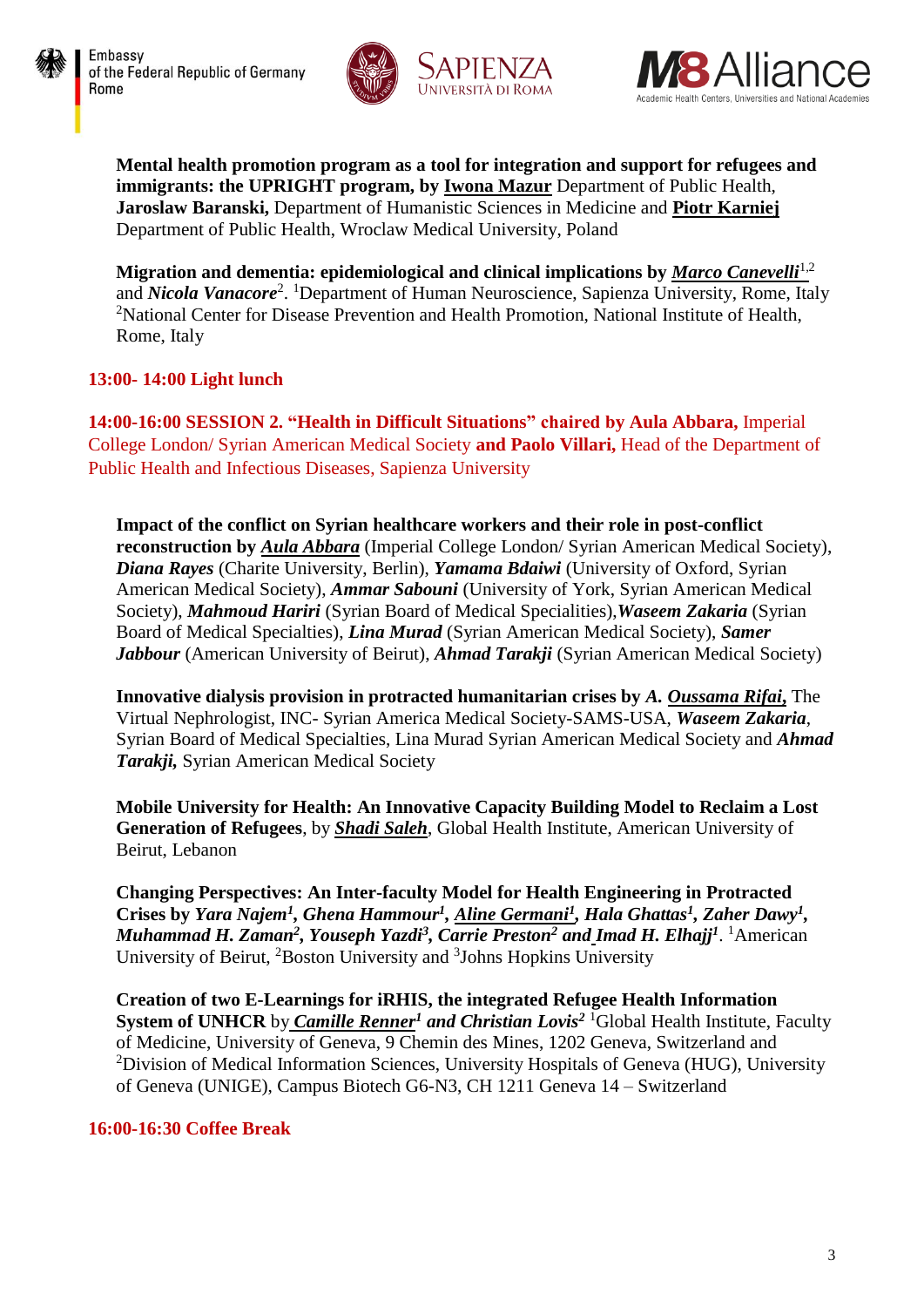**Mental health promotion program as a tool for integration and support for refugees and immigrants: the UPRIGHT program, by Iwona Mazur** Department of Public Health, **Jaroslaw Baranski,** Department of Humanistic Sciences in Medicine and **Piotr Karniej** Department of Public Health, Wroclaw Medical University, Poland

**Migration and dementia: epidemiological and clinical implications by *Marco Canevelli*[1,2]** and ***Nicola Vanacore***[2]. [1]Department of Human Neuroscience, Sapienza University, Rome, Italy [2]National Center for Disease Prevention and Health Promotion, National Institute of Health, Rome, Italy

**13:00- 14:00 Light lunch**

**14:00-16:00 SESSION 2. "Health in Difficult Situations" chaired by Aula Abbara,** Imperial College London/ Syrian American Medical Society **and Paolo Villari,** Head of the Department of Public Health and Infectious Diseases, Sapienza University

**Impact of the conflict on Syrian healthcare workers and their role in post-conflict reconstruction by *Aula Abbara*** (Imperial College London/ Syrian American Medical Society), ***Diana Rayes*** (Charite University, Berlin), ***Yamama Bdaiwi*** (University of Oxford, Syrian American Medical Society), ***Ammar Sabouni*** (University of York, Syrian American Medical Society), ***Mahmoud Hariri*** (Syrian Board of Medical Specialities),***Waseem Zakaria*** (Syrian Board of Medical Specialties), ***Lina Murad*** (Syrian American Medical Society), ***Samer Jabbour*** (American University of Beirut), ***Ahmad Tarakji*** (Syrian American Medical Society)

**Innovative dialysis provision in protracted humanitarian crises by *A. Oussama Rifai,*** The Virtual Nephrologist, INC- Syrian America Medical Society-SAMS-USA, ***Waseem Zakaria***, Syrian Board of Medical Specialties, Lina Murad Syrian American Medical Society and ***Ahmad Tarakji,*** Syrian American Medical Society

**Mobile University for Health: An Innovative Capacity Building Model to Reclaim a Lost Generation of Refugees**, by ***Shadi Saleh***, Global Health Institute, American University of Beirut, Lebanon

**Changing Perspectives: An Inter-faculty Model for Health Engineering in Protracted Crises by *Yara Najem*[1], *Ghena Hammour*[1], *Aline Germani*[1], *Hala Ghattas*[1], *Zaher Dawy*[1], *Muhammad H. Zaman*[2], *Youseph Yazdi*[3], *Carrie Preston*[2] and *Imad H. Elhajj*[1].** [1]American University of Beirut, [2]Boston University and [3]Johns Hopkins University

**Creation of two E-Learnings for iRHIS, the integrated Refugee Health Information System of UNHCR** by ***Camille Renner*[1] and *Christian Lovis*[2]** [1]Global Health Institute, Faculty of Medicine, University of Geneva, 9 Chemin des Mines, 1202 Geneva, Switzerland and [2]Division of Medical Information Sciences, University Hospitals of Geneva (HUG), University of Geneva (UNIGE), Campus Biotech G6-N3, CH 1211 Geneva 14 – Switzerland

**16:00-16:30 Coffee Break**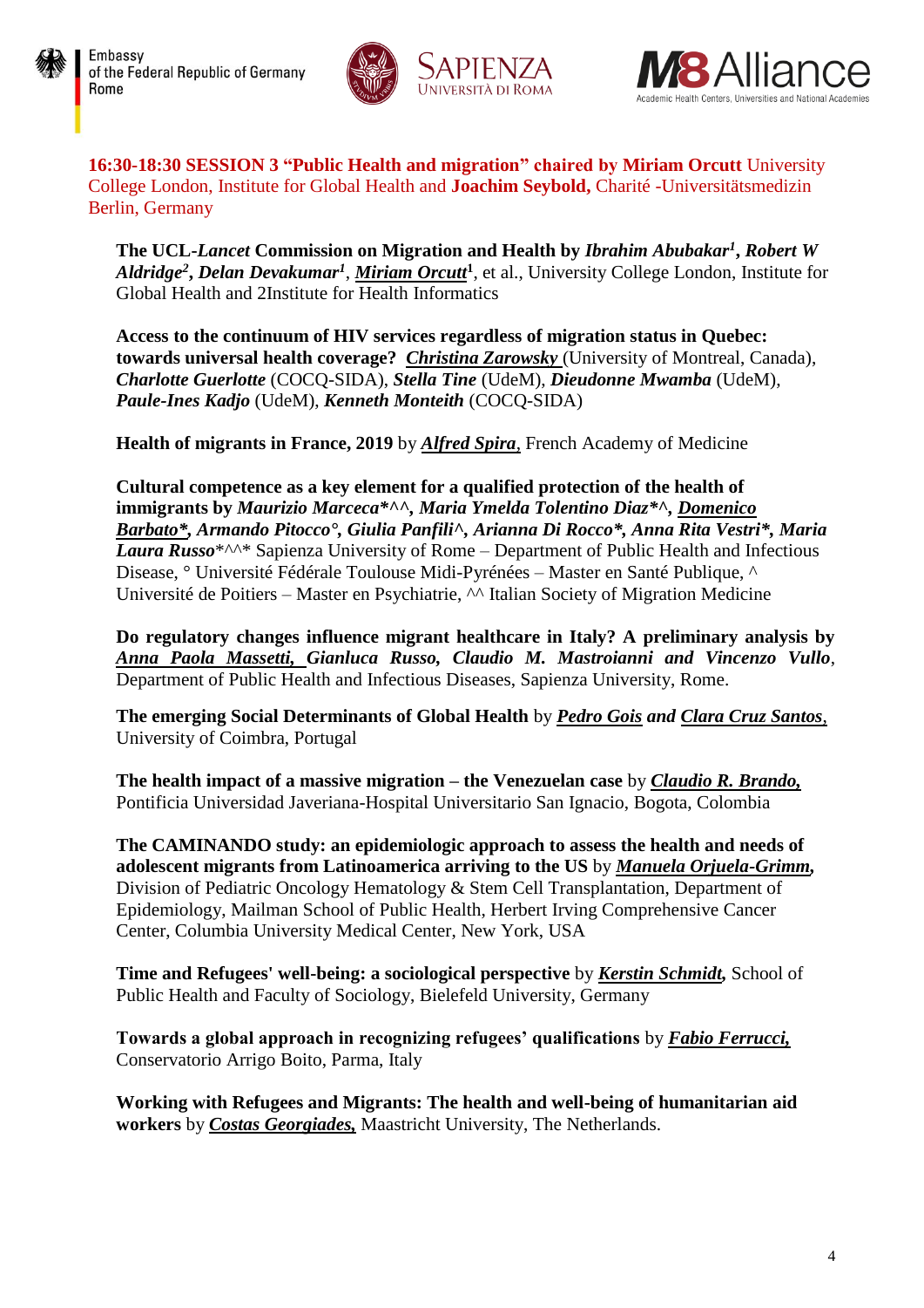**16:30-18:30 SESSION 3 "Public Health and migration" chaired by Miriam Orcutt** University College London, Institute for Global Health and **Joachim Seybold,** Charité -Universitätsmedizin Berlin, Germany

**The UCL-*Lancet* Commission on Migration and Health by *Ibrahim Abubakar*[1], *Robert W Aldridge*[2], *Delan Devakumar*[1]**, ***Miriam Orcutt***[1], et al., University College London, Institute for Global Health and 2Institute for Health Informatics

**Access to the continuum of HIV services regardless of migration status in Quebec: towards universal health coverage?** ***Christina Zarowsky*** (University of Montreal, Canada), ***Charlotte Guerlotte*** (COCQ-SIDA), ***Stella Tine*** (UdeM), ***Dieudonne Mwamba*** (UdeM), ***Paule-Ines Kadjo*** (UdeM), ***Kenneth Monteith*** (COCQ-SIDA)

**Health of migrants in France, 2019** by ***Alfred Spira***, French Academy of Medicine

**Cultural competence as a key element for a qualified protection of the health of immigrants by *Maurizio Marceca*\*^^, *Maria Ymelda Tolentino Diaz*\*^, *Domenico Barbato*\*, *Armando Pitocco*°, *Giulia Panfili*^, *Arianna Di Rocco*\*, *Anna Rita Vestri*\*, *Maria Laura Russo*\*^^\*** Sapienza University of Rome – Department of Public Health and Infectious Disease, ° Université Fédérale Toulouse Midi-Pyrénées – Master en Santé Publique, ^ Université de Poitiers – Master en Psychiatrie, ^^ Italian Society of Migration Medicine

**Do regulatory changes influence migrant healthcare in Italy? A preliminary analysis by *Anna Paola Massetti*, *Gianluca Russo*, *Claudio M. Mastroianni* and *Vincenzo Vullo***, Department of Public Health and Infectious Diseases, Sapienza University, Rome.

**The emerging Social Determinants of Global Health** by ***Pedro Gois* and *Clara Cruz Santos***, University of Coimbra, Portugal

**The health impact of a massive migration – the Venezuelan case** by ***Claudio R. Brando,*** Pontificia Universidad Javeriana-Hospital Universitario San Ignacio, Bogota, Colombia

**The CAMINANDO study: an epidemiologic approach to assess the health and needs of adolescent migrants from Latinoamerica arriving to the US** by ***Manuela Orjuela-Grimm,*** Division of Pediatric Oncology Hematology & Stem Cell Transplantation, Department of Epidemiology, Mailman School of Public Health, Herbert Irving Comprehensive Cancer Center, Columbia University Medical Center, New York, USA

**Time and Refugees' well-being: a sociological perspective** by ***Kerstin Schmidt,*** School of Public Health and Faculty of Sociology, Bielefeld University, Germany

**Towards a global approach in recognizing refugees' qualifications** by ***Fabio Ferrucci,*** Conservatorio Arrigo Boito, Parma, Italy

**Working with Refugees and Migrants: The health and well-being of humanitarian aid workers** by ***Costas Georgiades,*** Maastricht University, The Netherlands.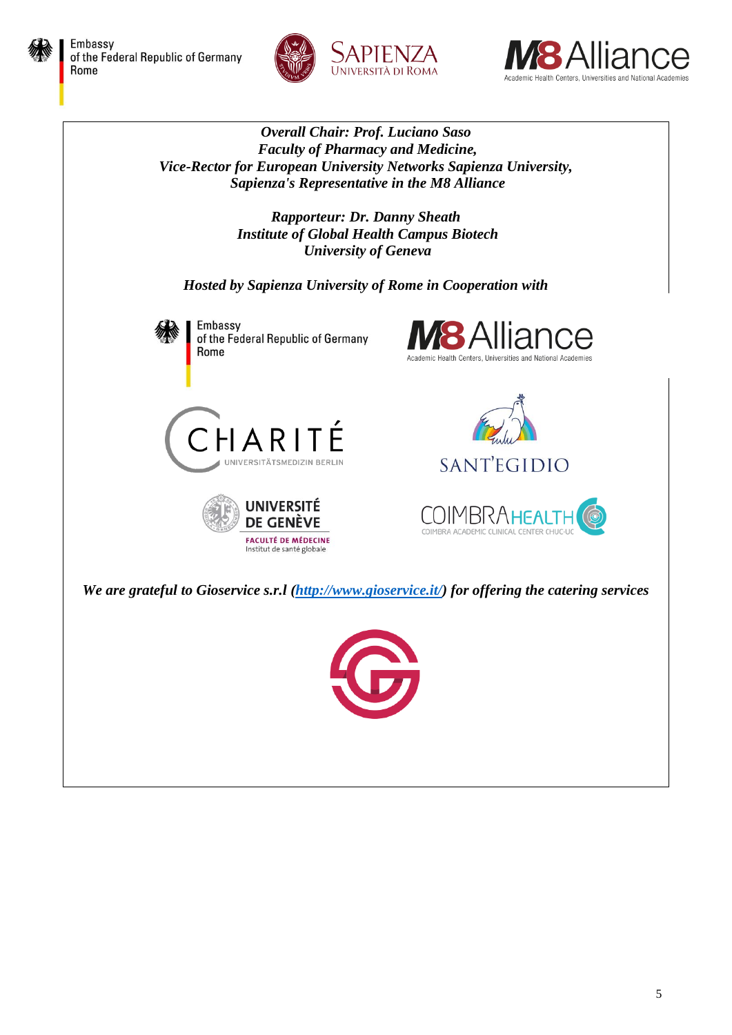***Overall Chair: Prof. Luciano Saso***
***Faculty of Pharmacy and Medicine,***
***Vice-Rector for European University Networks Sapienza University,***
***Sapienza's Representative in the M8 Alliance***

***Rapporteur: Dr. Danny Sheath***
***Institute of Global Health Campus Biotech***
***University of Geneva***

***Hosted by Sapienza University of Rome in Cooperation with***

***We are grateful to Gioservice s.r.l ([http://www.gioservice.it/](http://www.gioservice.it/)) for offering the catering services***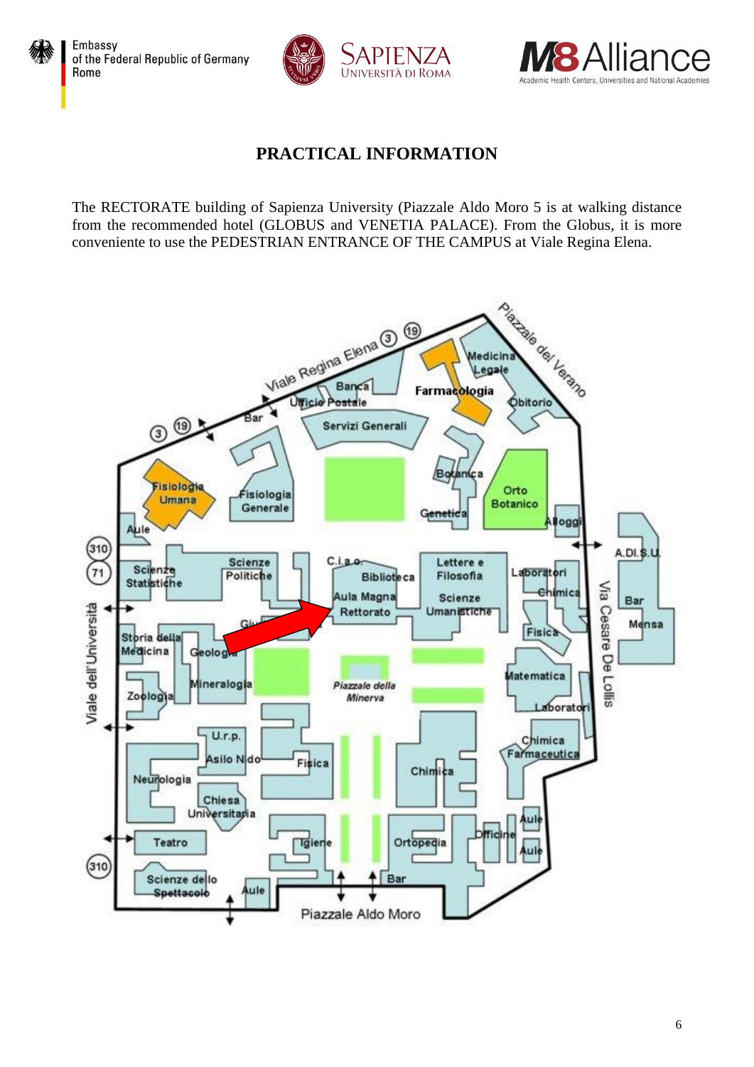# PRACTICAL INFORMATION

The RECTORATE building of Sapienza University (Piazzale Aldo Moro 5 is at walking distance from the recommended hotel (GLOBUS and VENETIA PALACE). From the Globus, it is more conveniente to use the PEDESTRIAN ENTRANCE OF THE CAMPUS at Viale Regina Elena.